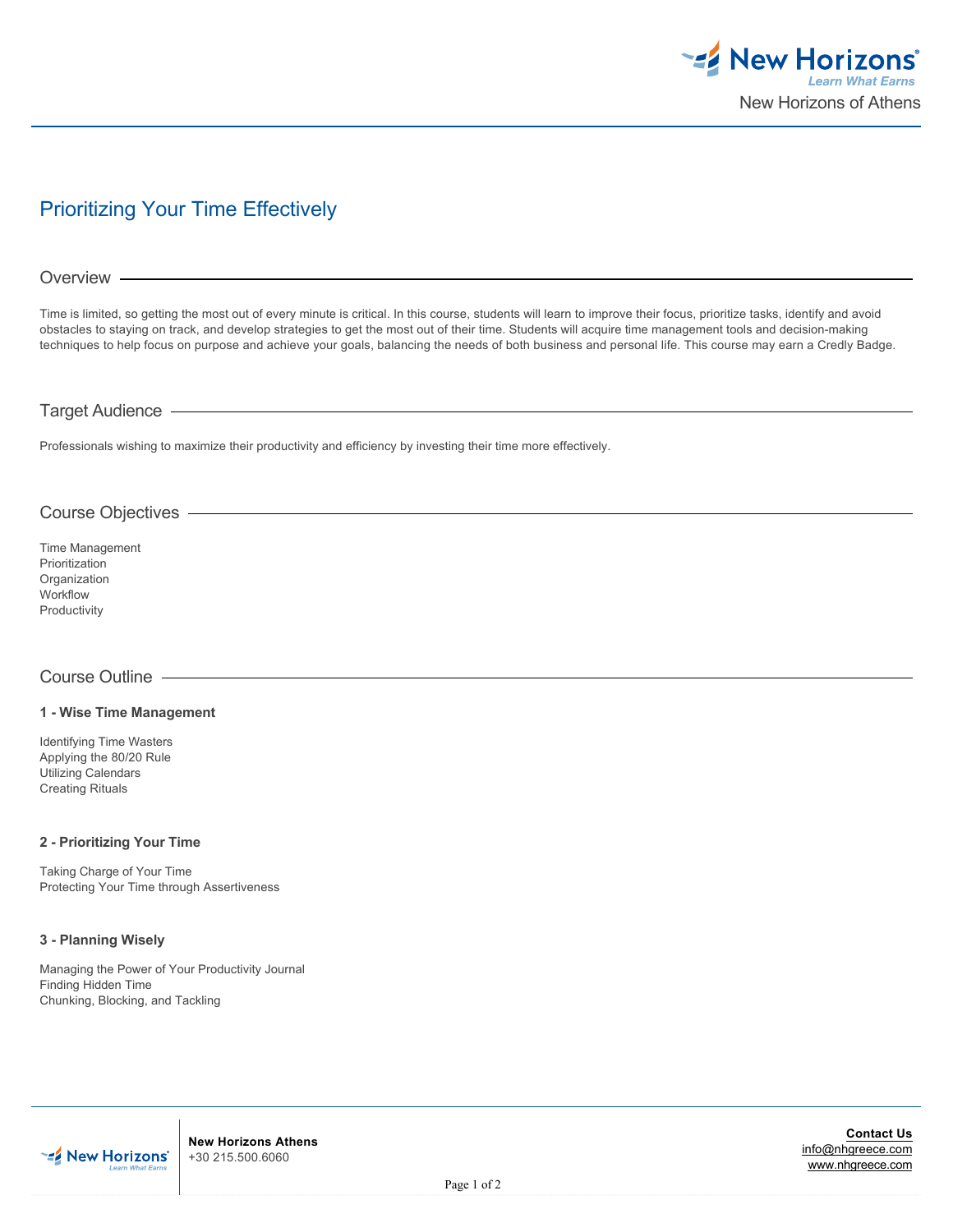# Prioritizing Your Time Effectively

## Overview

Time is limited, so getting the most out of every minute is critical. In this course, students will learn to improve their focus, prioritize tasks, identify and avoid obstacles to staying on track, and develop strategies to get the most out of their time. Students will acquire time management tools and decision-making techniques to help focus on purpose and achieve your goals, balancing the needs of both business and personal life. This course may earn a Credly Badge.

## Target Audience

Professionals wishing to maximize their productivity and efficiency by investing their time more effectively.

## Course Objectives

Time Management
Prioritization
Organization
Workflow
Productivity

## Course Outline

### 1 - Wise Time Management

Identifying Time Wasters
Applying the 80/20 Rule
Utilizing Calendars
Creating Rituals

### 2 - Prioritizing Your Time

Taking Charge of Your Time
Protecting Your Time through Assertiveness

### 3 - Planning Wisely

Managing the Power of Your Productivity Journal
Finding Hidden Time
Chunking, Blocking, and Tackling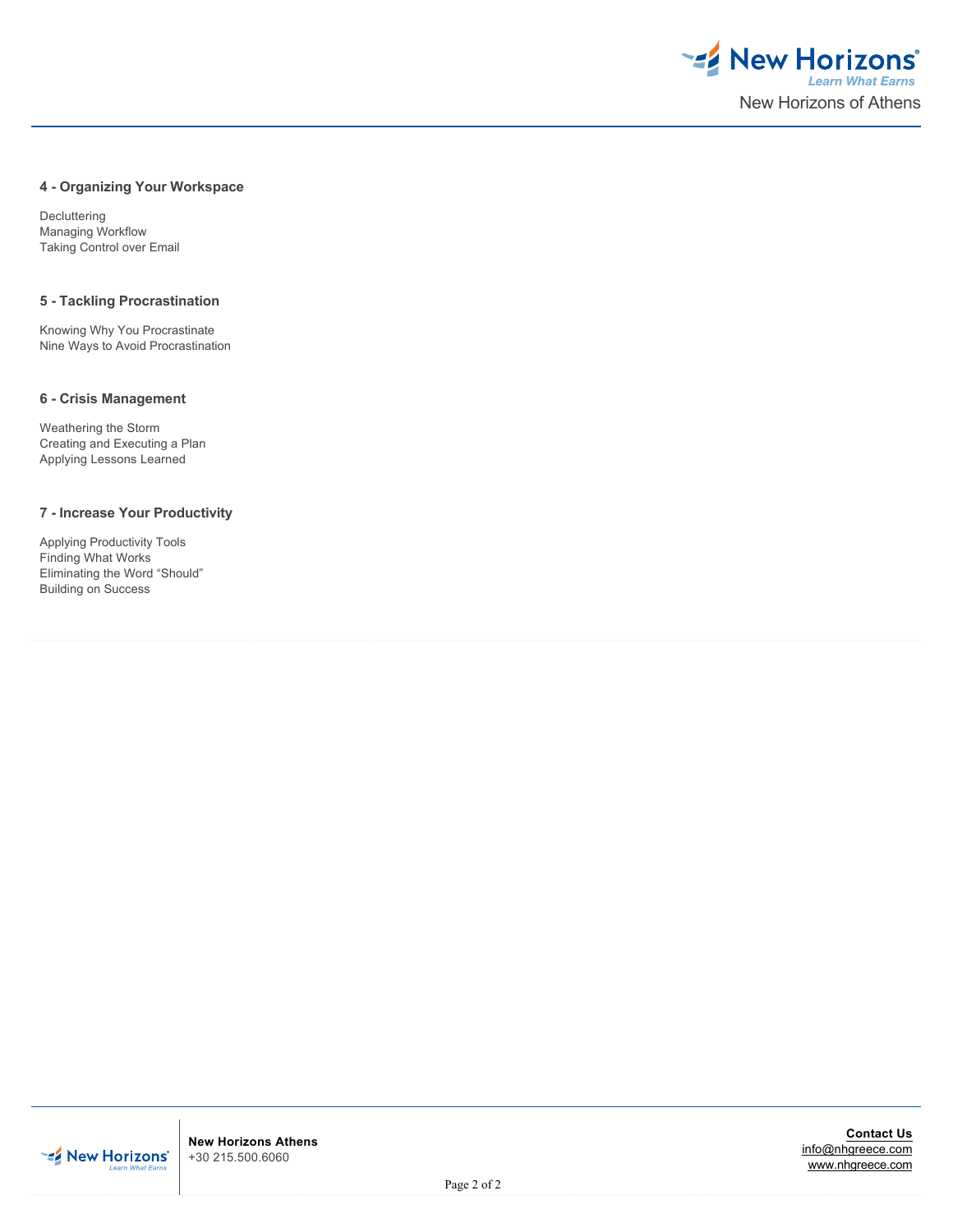### 4 - Organizing Your Workspace

Decluttering
Managing Workflow
Taking Control over Email

### 5 - Tackling Procrastination

Knowing Why You Procrastinate
Nine Ways to Avoid Procrastination

### 6 - Crisis Management

Weathering the Storm
Creating and Executing a Plan
Applying Lessons Learned

### 7 - Increase Your Productivity

Applying Productivity Tools
Finding What Works
Eliminating the Word “Should”
Building on Success